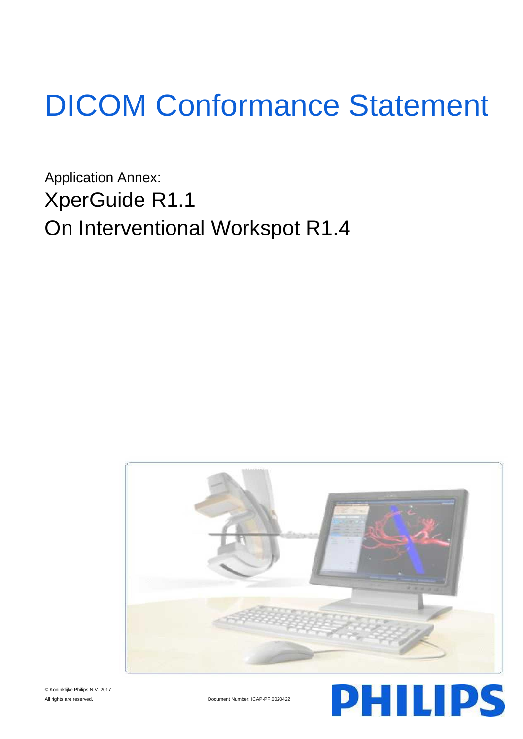# DICOM Conformance Statement

Application Annex:

XperGuide R1.1

On Interventional Workspot R1.4

© Koninklijke Philips N.V. 2017

All rights are reserved.

Document Number: ICAP-PF.0020422

PHILIPS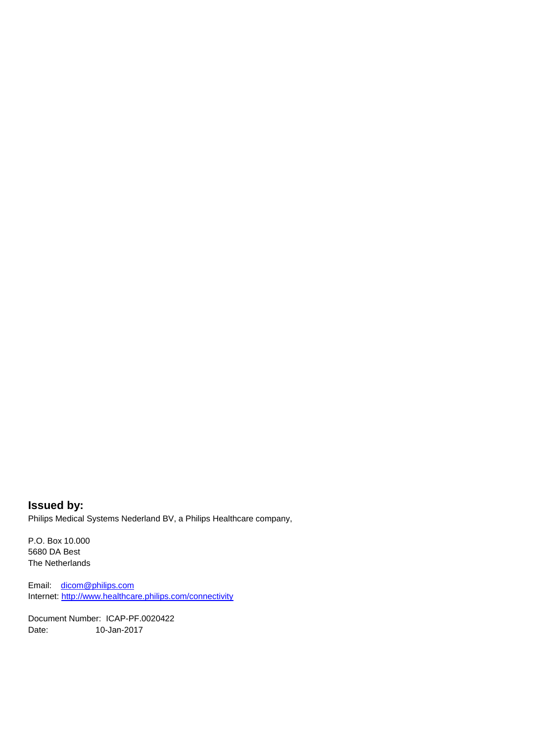**Issued by:**

Philips Medical Systems Nederland BV, a Philips Healthcare company,

P.O. Box 10.000
5680 DA Best
The Netherlands

Email: dicom@philips.com
Internet: http://www.healthcare.philips.com/connectivity

Document Number: ICAP-PF.0020422
Date: 10-Jan-2017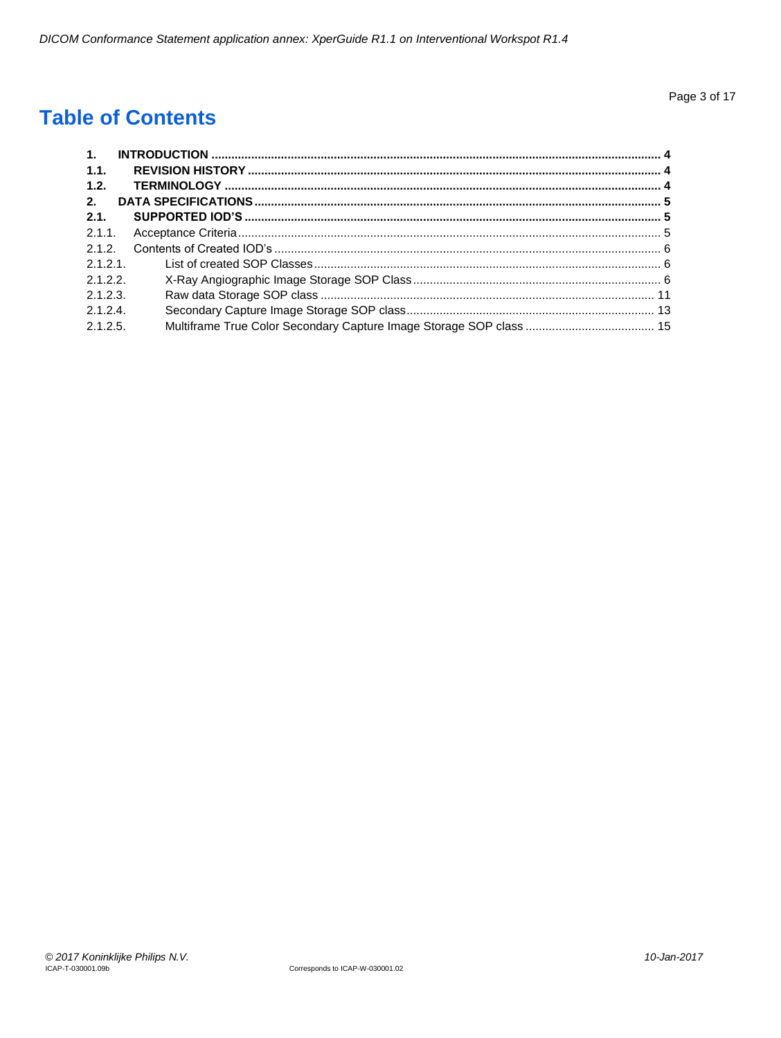# Table of Contents

**1. INTRODUCTION .......... 4**
**1.1. REVISION HISTORY .......... 4**
**1.2. TERMINOLOGY .......... 4**
**2. DATA SPECIFICATIONS .......... 5**
**2.1. SUPPORTED IOD'S .......... 5**
2.1.1. Acceptance Criteria .......... 5
2.1.2. Contents of Created IOD's .......... 6
2.1.2.1. List of created SOP Classes .......... 6
2.1.2.2. X-Ray Angiographic Image Storage SOP Class .......... 6
2.1.2.3. Raw data Storage SOP class .......... 11
2.1.2.4. Secondary Capture Image Storage SOP class .......... 13
2.1.2.5. Multiframe True Color Secondary Capture Image Storage SOP class .......... 15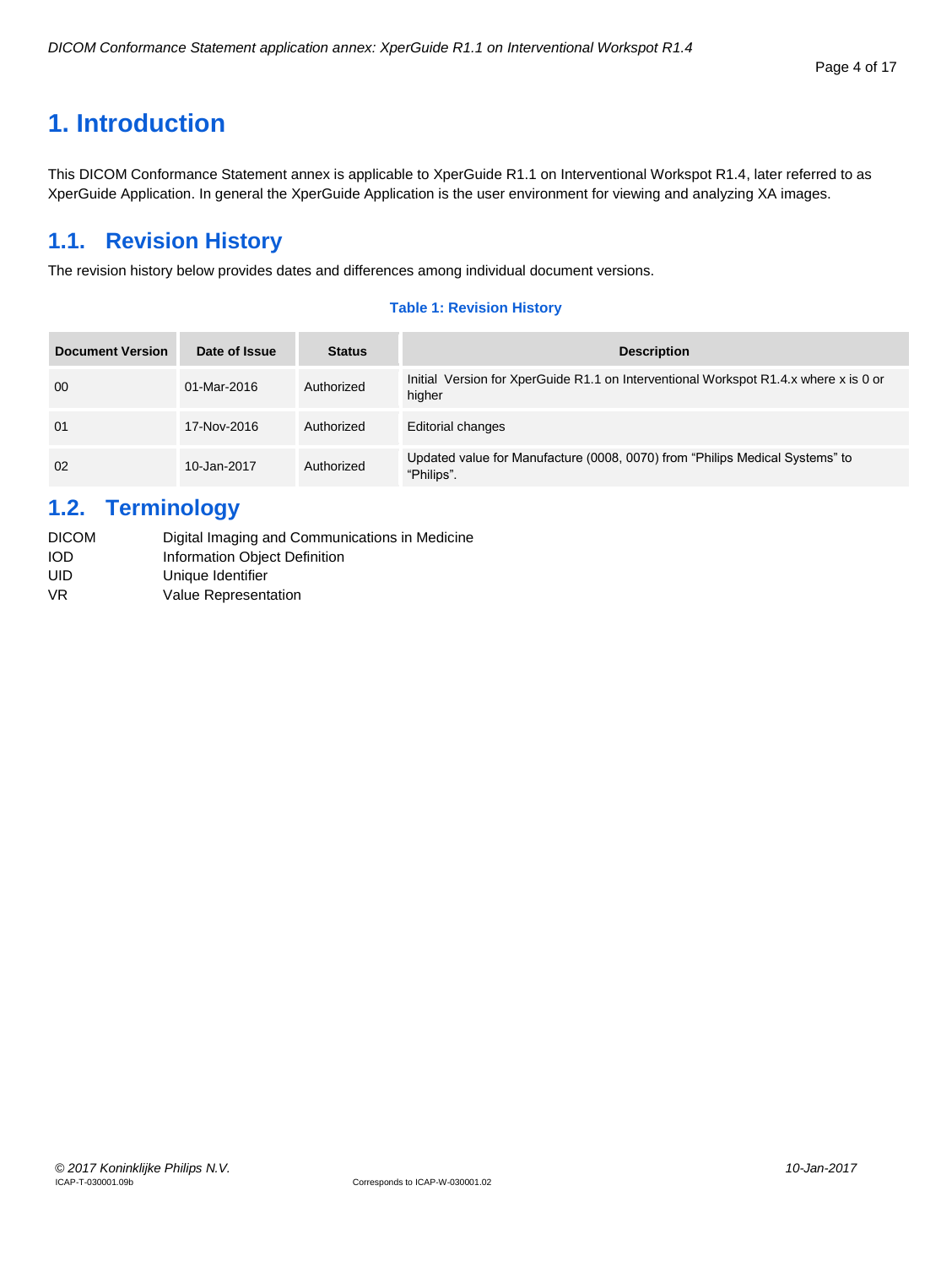# 1. Introduction

This DICOM Conformance Statement annex is applicable to XperGuide R1.1 on Interventional Workspot R1.4, later referred to as XperGuide Application. In general the XperGuide Application is the user environment for viewing and analyzing XA images.

## 1.1. Revision History

The revision history below provides dates and differences among individual document versions.

**Table 1: Revision History**

| Document Version | Date of Issue | Status | Description |
| --- | --- | --- | --- |
| 00 | 01-Mar-2016 | Authorized | Initial Version for XperGuide R1.1 on Interventional Workspot R1.4.x where x is 0 or higher |
| 01 | 17-Nov-2016 | Authorized | Editorial changes |
| 02 | 10-Jan-2017 | Authorized | Updated value for Manufacture (0008, 0070) from “Philips Medical Systems” to “Philips”. |

## 1.2. Terminology

| | |
| --- | --- |
| DICOM | Digital Imaging and Communications in Medicine |
| IOD | Information Object Definition |
| UID | Unique Identifier |
| VR | Value Representation |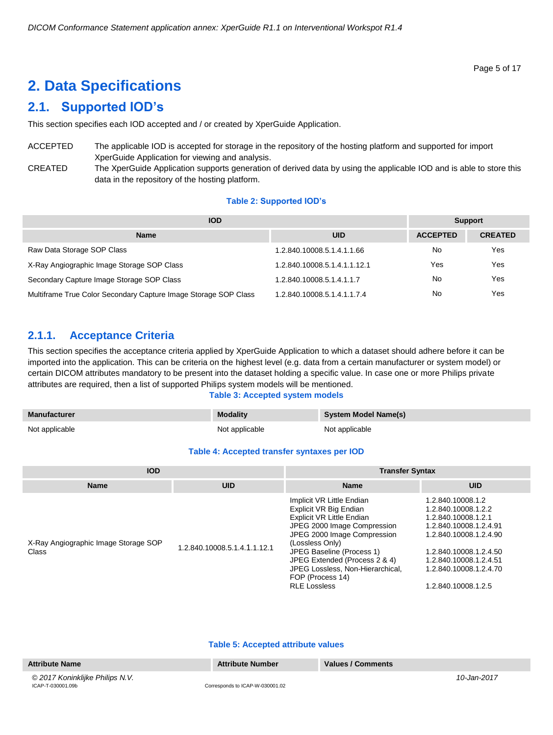# 2. Data Specifications

## 2.1. Supported IOD's

This section specifies each IOD accepted and / or created by XperGuide Application.

ACCEPTED The applicable IOD is accepted for storage in the repository of the hosting platform and supported for import XperGuide Application for viewing and analysis.

CREATED The XperGuide Application supports generation of derived data by using the applicable IOD and is able to store this data in the repository of the hosting platform.

**Table 2: Supported IOD's**

| IOD | | Support | |
|---|---|---|---|
| **Name** | **UID** | **ACCEPTED** | **CREATED** |
| Raw Data Storage SOP Class | 1.2.840.10008.5.1.4.1.1.66 | No | Yes |
| X-Ray Angiographic Image Storage SOP Class | 1.2.840.10008.5.1.4.1.1.12.1 | Yes | Yes |
| Secondary Capture Image Storage SOP Class | 1.2.840.10008.5.1.4.1.1.7 | No | Yes |
| Multiframe True Color Secondary Capture Image Storage SOP Class | 1.2.840.10008.5.1.4.1.1.7.4 | No | Yes |

### 2.1.1. Acceptance Criteria

This section specifies the acceptance criteria applied by XperGuide Application to which a dataset should adhere before it can be imported into the application. This can be criteria on the highest level (e.g. data from a certain manufacturer or system model) or certain DICOM attributes mandatory to be present into the dataset holding a specific value. In case one or more Philips private attributes are required, then a list of supported Philips system models will be mentioned.

**Table 3: Accepted system models**

| Manufacturer | Modality | System Model Name(s) |
|---|---|---|
| Not applicable | Not applicable | Not applicable |

**Table 4: Accepted transfer syntaxes per IOD**

| IOD | | Transfer Syntax | |
|---|---|---|---|
| **Name** | **UID** | **Name** | **UID** |
| X-Ray Angiographic Image Storage SOP Class | 1.2.840.10008.5.1.4.1.1.12.1 | Implicit VR Little Endian | 1.2.840.10008.1.2 |
| | | Explicit VR Big Endian | 1.2.840.10008.1.2.2 |
| | | Explicit VR Little Endian | 1.2.840.10008.1.2.1 |
| | | JPEG 2000 Image Compression | 1.2.840.10008.1.2.4.91 |
| | | JPEG 2000 Image Compression (Lossless Only) | 1.2.840.10008.1.2.4.90 |
| | | JPEG Baseline (Process 1) | 1.2.840.10008.1.2.4.50 |
| | | JPEG Extended (Process 2 & 4) | 1.2.840.10008.1.2.4.51 |
| | | JPEG Lossless, Non-Hierarchical, FOP (Process 14) | 1.2.840.10008.1.2.4.70 |
| | | RLE Lossless | 1.2.840.10008.1.2.5 |

**Table 5: Accepted attribute values**

| Attribute Name | Attribute Number | Values / Comments |
|---|---|---|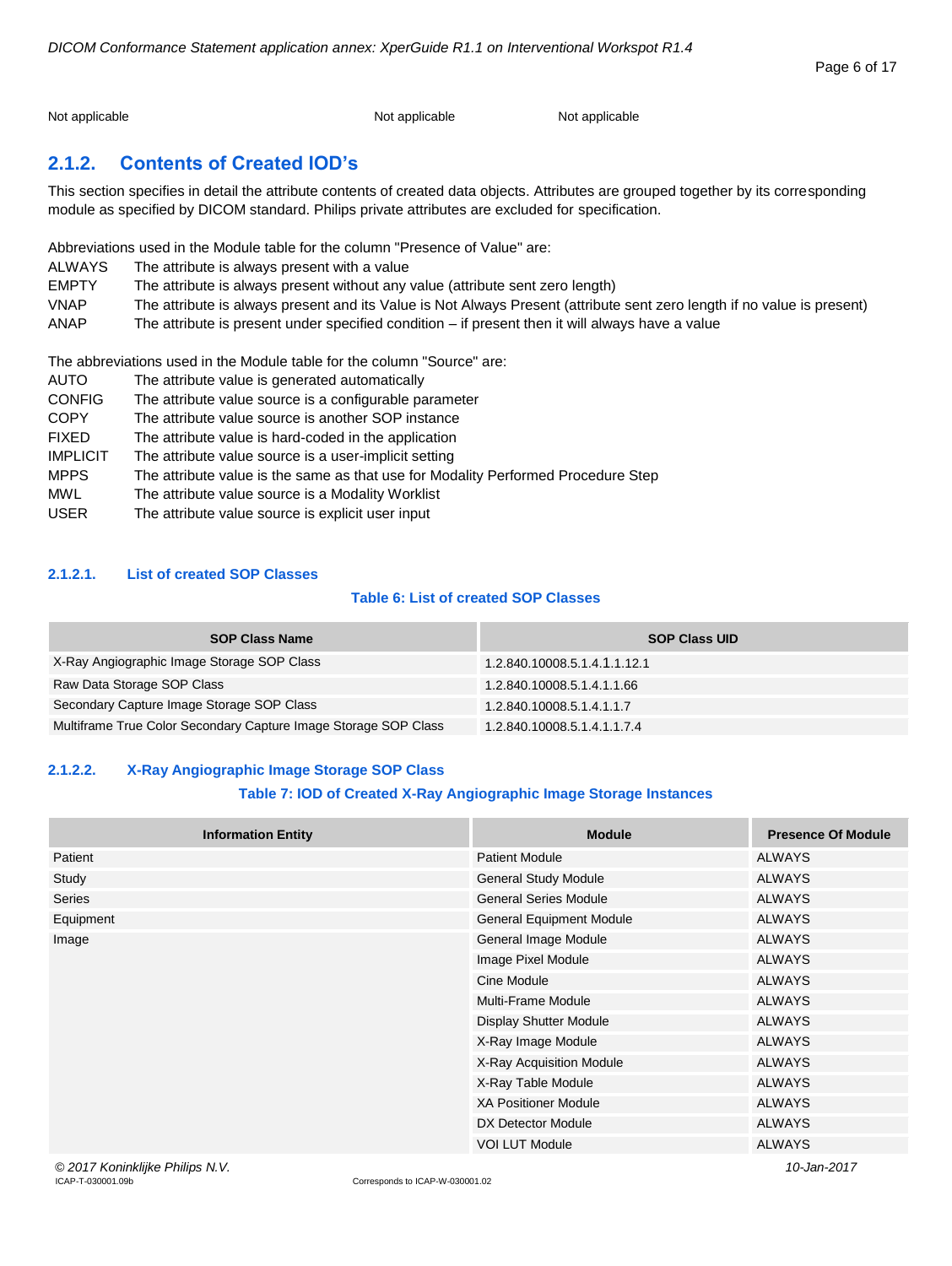| Not applicable | Not applicable | Not applicable |
|---|---|---|

## 2.1.2. Contents of Created IOD's

This section specifies in detail the attribute contents of created data objects. Attributes are grouped together by its corresponding module as specified by DICOM standard. Philips private attributes are excluded for specification.

Abbreviations used in the Module table for the column "Presence of Value" are:

ALWAYS The attribute is always present with a value
EMPTY The attribute is always present without any value (attribute sent zero length)
VNAP The attribute is always present and its Value is Not Always Present (attribute sent zero length if no value is present)
ANAP The attribute is present under specified condition – if present then it will always have a value

The abbreviations used in the Module table for the column "Source" are:

AUTO The attribute value is generated automatically
CONFIG The attribute value source is a configurable parameter
COPY The attribute value source is another SOP instance
FIXED The attribute value is hard-coded in the application
IMPLICIT The attribute value source is a user-implicit setting
MPPS The attribute value is the same as that use for Modality Performed Procedure Step
MWL The attribute value source is a Modality Worklist
USER The attribute value source is explicit user input

### 2.1.2.1. List of created SOP Classes

**Table 6: List of created SOP Classes**

| SOP Class Name | SOP Class UID |
|---|---|
| X-Ray Angiographic Image Storage SOP Class | 1.2.840.10008.5.1.4.1.1.12.1 |
| Raw Data Storage SOP Class | 1.2.840.10008.5.1.4.1.1.66 |
| Secondary Capture Image Storage SOP Class | 1.2.840.10008.5.1.4.1.1.7 |
| Multiframe True Color Secondary Capture Image Storage SOP Class | 1.2.840.10008.5.1.4.1.1.7.4 |

### 2.1.2.2. X-Ray Angiographic Image Storage SOP Class

**Table 7: IOD of Created X-Ray Angiographic Image Storage Instances**

| Information Entity | Module | Presence Of Module |
|---|---|---|
| Patient | Patient Module | ALWAYS |
| Study | General Study Module | ALWAYS |
| Series | General Series Module | ALWAYS |
| Equipment | General Equipment Module | ALWAYS |
| Image | General Image Module | ALWAYS |
| | Image Pixel Module | ALWAYS |
| | Cine Module | ALWAYS |
| | Multi-Frame Module | ALWAYS |
| | Display Shutter Module | ALWAYS |
| | X-Ray Image Module | ALWAYS |
| | X-Ray Acquisition Module | ALWAYS |
| | X-Ray Table Module | ALWAYS |
| | XA Positioner Module | ALWAYS |
| | DX Detector Module | ALWAYS |
| | VOI LUT Module | ALWAYS |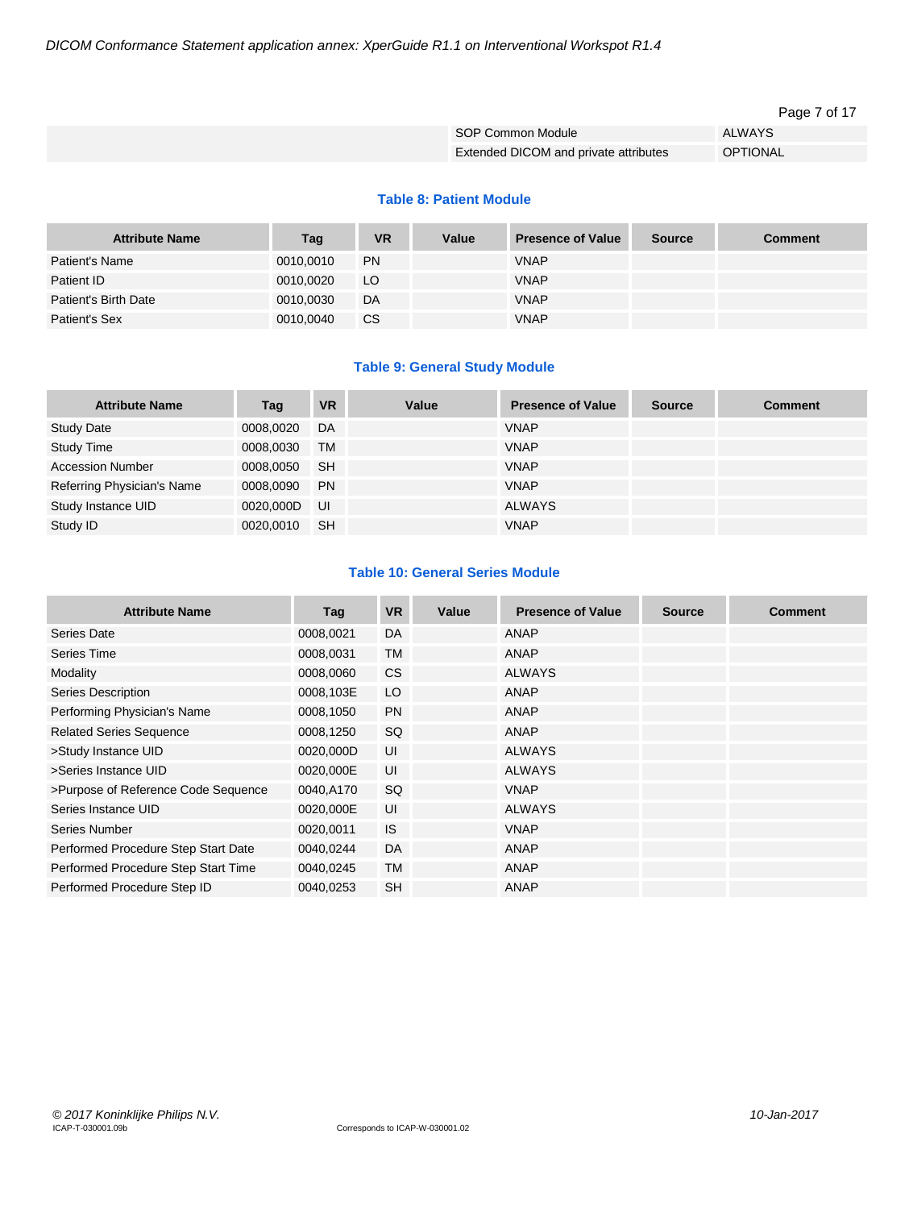| | SOP Common Module | ALWAYS |
|---|---|---|
| | Extended DICOM and private attributes | OPTIONAL |

**Table 8: Patient Module**

| Attribute Name | Tag | VR | Value | Presence of Value | Source | Comment |
|---|---|---|---|---|---|---|
| Patient's Name | 0010,0010 | PN | | VNAP | | |
| Patient ID | 0010,0020 | LO | | VNAP | | |
| Patient's Birth Date | 0010,0030 | DA | | VNAP | | |
| Patient's Sex | 0010,0040 | CS | | VNAP | | |

**Table 9: General Study Module**

| Attribute Name | Tag | VR | Value | Presence of Value | Source | Comment |
|---|---|---|---|---|---|---|
| Study Date | 0008,0020 | DA | | VNAP | | |
| Study Time | 0008,0030 | TM | | VNAP | | |
| Accession Number | 0008,0050 | SH | | VNAP | | |
| Referring Physician's Name | 0008,0090 | PN | | VNAP | | |
| Study Instance UID | 0020,000D | UI | | ALWAYS | | |
| Study ID | 0020,0010 | SH | | VNAP | | |

**Table 10: General Series Module**

| Attribute Name | Tag | VR | Value | Presence of Value | Source | Comment |
|---|---|---|---|---|---|---|
| Series Date | 0008,0021 | DA | | ANAP | | |
| Series Time | 0008,0031 | TM | | ANAP | | |
| Modality | 0008,0060 | CS | | ALWAYS | | |
| Series Description | 0008,103E | LO | | ANAP | | |
| Performing Physician's Name | 0008,1050 | PN | | ANAP | | |
| Related Series Sequence | 0008,1250 | SQ | | ANAP | | |
| >Study Instance UID | 0020,000D | UI | | ALWAYS | | |
| >Series Instance UID | 0020,000E | UI | | ALWAYS | | |
| >Purpose of Reference Code Sequence | 0040,A170 | SQ | | VNAP | | |
| Series Instance UID | 0020,000E | UI | | ALWAYS | | |
| Series Number | 0020,0011 | IS | | VNAP | | |
| Performed Procedure Step Start Date | 0040,0244 | DA | | ANAP | | |
| Performed Procedure Step Start Time | 0040,0245 | TM | | ANAP | | |
| Performed Procedure Step ID | 0040,0253 | SH | | ANAP | | |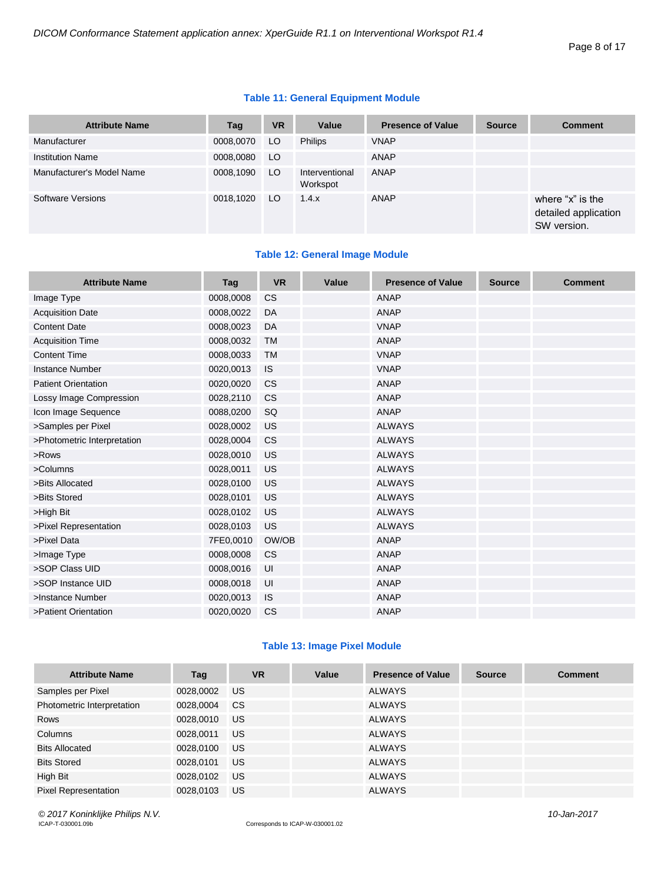**Table 11: General Equipment Module**

| Attribute Name | Tag | VR | Value | Presence of Value | Source | Comment |
|---|---|---|---|---|---|---|
| Manufacturer | 0008,0070 | LO | Philips | VNAP | | |
| Institution Name | 0008,0080 | LO | | ANAP | | |
| Manufacturer's Model Name | 0008,1090 | LO | Interventional Workspot | ANAP | | |
| Software Versions | 0018,1020 | LO | 1.4.x | ANAP | | where “x” is the detailed application SW version. |

**Table 12: General Image Module**

| Attribute Name | Tag | VR | Value | Presence of Value | Source | Comment |
|---|---|---|---|---|---|---|
| Image Type | 0008,0008 | CS | | ANAP | | |
| Acquisition Date | 0008,0022 | DA | | ANAP | | |
| Content Date | 0008,0023 | DA | | VNAP | | |
| Acquisition Time | 0008,0032 | TM | | ANAP | | |
| Content Time | 0008,0033 | TM | | VNAP | | |
| Instance Number | 0020,0013 | IS | | VNAP | | |
| Patient Orientation | 0020,0020 | CS | | ANAP | | |
| Lossy Image Compression | 0028,2110 | CS | | ANAP | | |
| Icon Image Sequence | 0088,0200 | SQ | | ANAP | | |
| >Samples per Pixel | 0028,0002 | US | | ALWAYS | | |
| >Photometric Interpretation | 0028,0004 | CS | | ALWAYS | | |
| >Rows | 0028,0010 | US | | ALWAYS | | |
| >Columns | 0028,0011 | US | | ALWAYS | | |
| >Bits Allocated | 0028,0100 | US | | ALWAYS | | |
| >Bits Stored | 0028,0101 | US | | ALWAYS | | |
| >High Bit | 0028,0102 | US | | ALWAYS | | |
| >Pixel Representation | 0028,0103 | US | | ALWAYS | | |
| >Pixel Data | 7FE0,0010 | OW/OB | | ANAP | | |
| >Image Type | 0008,0008 | CS | | ANAP | | |
| >SOP Class UID | 0008,0016 | UI | | ANAP | | |
| >SOP Instance UID | 0008,0018 | UI | | ANAP | | |
| >Instance Number | 0020,0013 | IS | | ANAP | | |
| >Patient Orientation | 0020,0020 | CS | | ANAP | | |

**Table 13: Image Pixel Module**

| Attribute Name | Tag | VR | Value | Presence of Value | Source | Comment |
|---|---|---|---|---|---|---|
| Samples per Pixel | 0028,0002 | US | | ALWAYS | | |
| Photometric Interpretation | 0028,0004 | CS | | ALWAYS | | |
| Rows | 0028,0010 | US | | ALWAYS | | |
| Columns | 0028,0011 | US | | ALWAYS | | |
| Bits Allocated | 0028,0100 | US | | ALWAYS | | |
| Bits Stored | 0028,0101 | US | | ALWAYS | | |
| High Bit | 0028,0102 | US | | ALWAYS | | |
| Pixel Representation | 0028,0103 | US | | ALWAYS | | |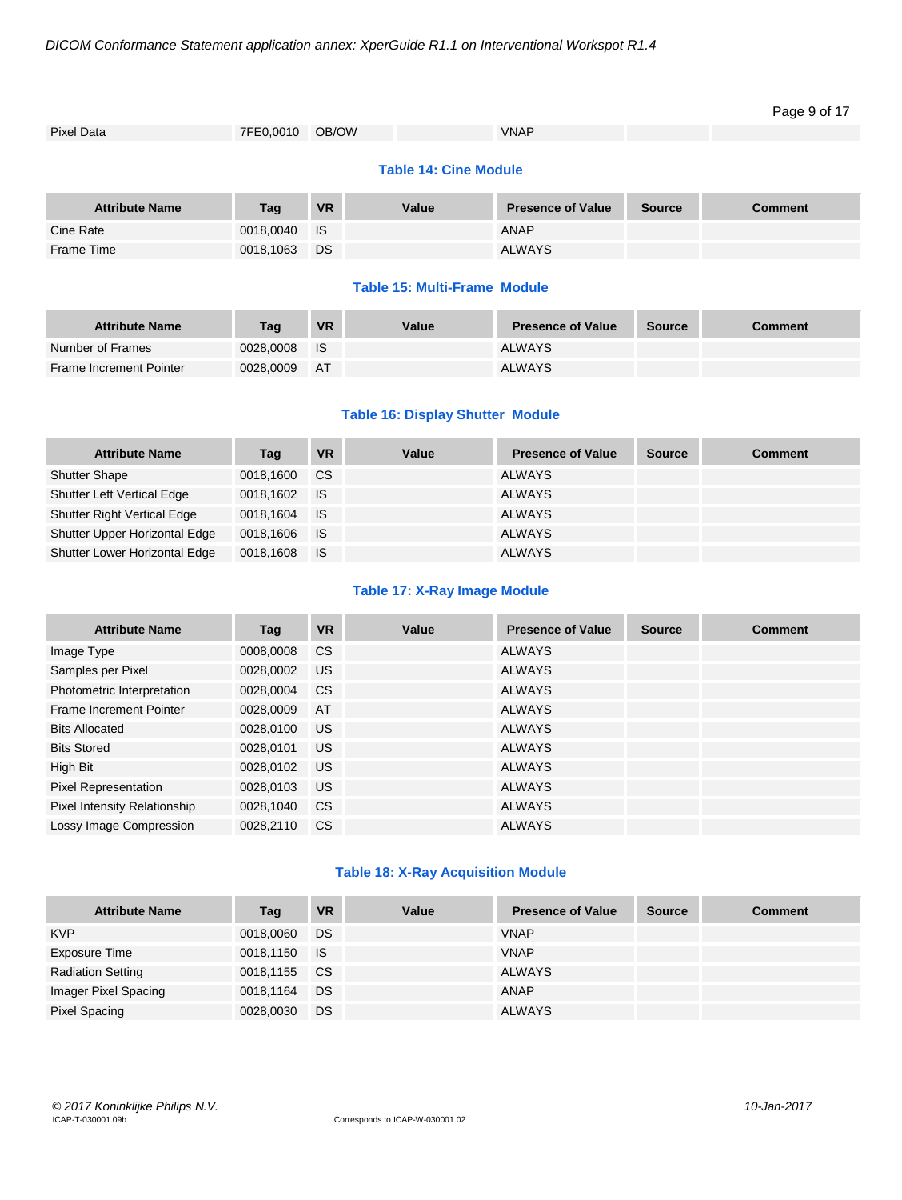| Pixel Data | 7FE0,0010 | OB/OW | | VNAP | | |
|---|---|---|---|---|---|---|

### Table 14: Cine Module

| Attribute Name | Tag | VR | Value | Presence of Value | Source | Comment |
|---|---|---|---|---|---|---|
| Cine Rate | 0018,0040 | IS | | ANAP | | |
| Frame Time | 0018,1063 | DS | | ALWAYS | | |

### Table 15: Multi-Frame Module

| Attribute Name | Tag | VR | Value | Presence of Value | Source | Comment |
|---|---|---|---|---|---|---|
| Number of Frames | 0028,0008 | IS | | ALWAYS | | |
| Frame Increment Pointer | 0028,0009 | AT | | ALWAYS | | |

### Table 16: Display Shutter Module

| Attribute Name | Tag | VR | Value | Presence of Value | Source | Comment |
|---|---|---|---|---|---|---|
| Shutter Shape | 0018,1600 | CS | | ALWAYS | | |
| Shutter Left Vertical Edge | 0018,1602 | IS | | ALWAYS | | |
| Shutter Right Vertical Edge | 0018,1604 | IS | | ALWAYS | | |
| Shutter Upper Horizontal Edge | 0018,1606 | IS | | ALWAYS | | |
| Shutter Lower Horizontal Edge | 0018,1608 | IS | | ALWAYS | | |

### Table 17: X-Ray Image Module

| Attribute Name | Tag | VR | Value | Presence of Value | Source | Comment |
|---|---|---|---|---|---|---|
| Image Type | 0008,0008 | CS | | ALWAYS | | |
| Samples per Pixel | 0028,0002 | US | | ALWAYS | | |
| Photometric Interpretation | 0028,0004 | CS | | ALWAYS | | |
| Frame Increment Pointer | 0028,0009 | AT | | ALWAYS | | |
| Bits Allocated | 0028,0100 | US | | ALWAYS | | |
| Bits Stored | 0028,0101 | US | | ALWAYS | | |
| High Bit | 0028,0102 | US | | ALWAYS | | |
| Pixel Representation | 0028,0103 | US | | ALWAYS | | |
| Pixel Intensity Relationship | 0028,1040 | CS | | ALWAYS | | |
| Lossy Image Compression | 0028,2110 | CS | | ALWAYS | | |

### Table 18: X-Ray Acquisition Module

| Attribute Name | Tag | VR | Value | Presence of Value | Source | Comment |
|---|---|---|---|---|---|---|
| KVP | 0018,0060 | DS | | VNAP | | |
| Exposure Time | 0018,1150 | IS | | VNAP | | |
| Radiation Setting | 0018,1155 | CS | | ALWAYS | | |
| Imager Pixel Spacing | 0018,1164 | DS | | ANAP | | |
| Pixel Spacing | 0028,0030 | DS | | ALWAYS | | |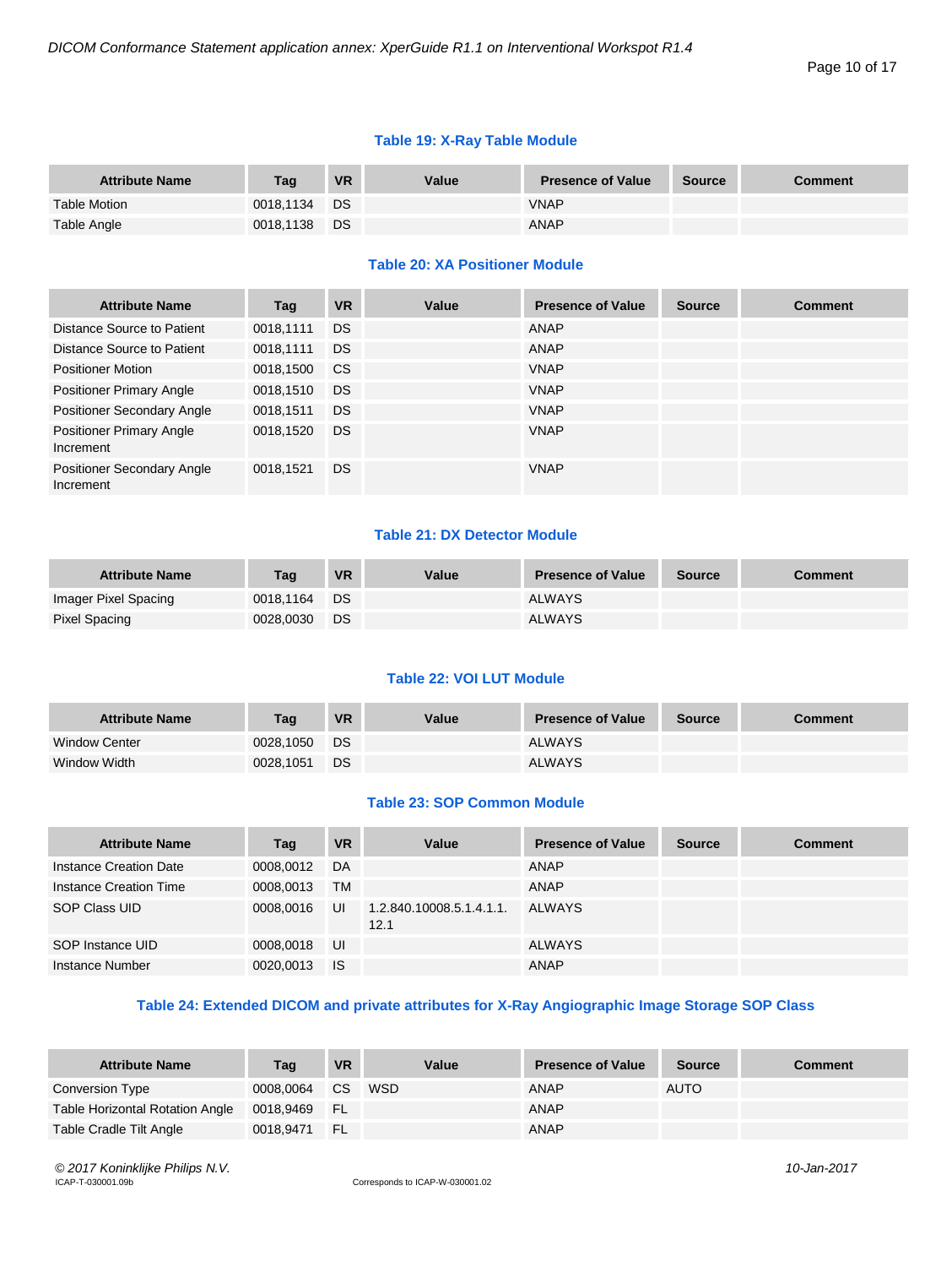**Table 19: X-Ray Table Module**

| Attribute Name | Tag | VR | Value | Presence of Value | Source | Comment |
|---|---|---|---|---|---|---|
| Table Motion | 0018,1134 | DS | | VNAP | | |
| Table Angle | 0018,1138 | DS | | ANAP | | |

**Table 20: XA Positioner Module**

| Attribute Name | Tag | VR | Value | Presence of Value | Source | Comment |
|---|---|---|---|---|---|---|
| Distance Source to Patient | 0018,1111 | DS | | ANAP | | |
| Distance Source to Patient | 0018,1111 | DS | | ANAP | | |
| Positioner Motion | 0018,1500 | CS | | VNAP | | |
| Positioner Primary Angle | 0018,1510 | DS | | VNAP | | |
| Positioner Secondary Angle | 0018,1511 | DS | | VNAP | | |
| Positioner Primary Angle Increment | 0018,1520 | DS | | VNAP | | |
| Positioner Secondary Angle Increment | 0018,1521 | DS | | VNAP | | |

**Table 21: DX Detector Module**

| Attribute Name | Tag | VR | Value | Presence of Value | Source | Comment |
|---|---|---|---|---|---|---|
| Imager Pixel Spacing | 0018,1164 | DS | | ALWAYS | | |
| Pixel Spacing | 0028,0030 | DS | | ALWAYS | | |

**Table 22: VOI LUT Module**

| Attribute Name | Tag | VR | Value | Presence of Value | Source | Comment |
|---|---|---|---|---|---|---|
| Window Center | 0028,1050 | DS | | ALWAYS | | |
| Window Width | 0028,1051 | DS | | ALWAYS | | |

**Table 23: SOP Common Module**

| Attribute Name | Tag | VR | Value | Presence of Value | Source | Comment |
|---|---|---|---|---|---|---|
| Instance Creation Date | 0008,0012 | DA | | ANAP | | |
| Instance Creation Time | 0008,0013 | TM | | ANAP | | |
| SOP Class UID | 0008,0016 | UI | 1.2.840.10008.5.1.4.1.1.12.1 | ALWAYS | | |
| SOP Instance UID | 0008,0018 | UI | | ALWAYS | | |
| Instance Number | 0020,0013 | IS | | ANAP | | |

**Table 24: Extended DICOM and private attributes for X-Ray Angiographic Image Storage SOP Class**

| Attribute Name | Tag | VR | Value | Presence of Value | Source | Comment |
|---|---|---|---|---|---|---|
| Conversion Type | 0008,0064 | CS | WSD | ANAP | AUTO | |
| Table Horizontal Rotation Angle | 0018,9469 | FL | | ANAP | | |
| Table Cradle Tilt Angle | 0018,9471 | FL | | ANAP | | |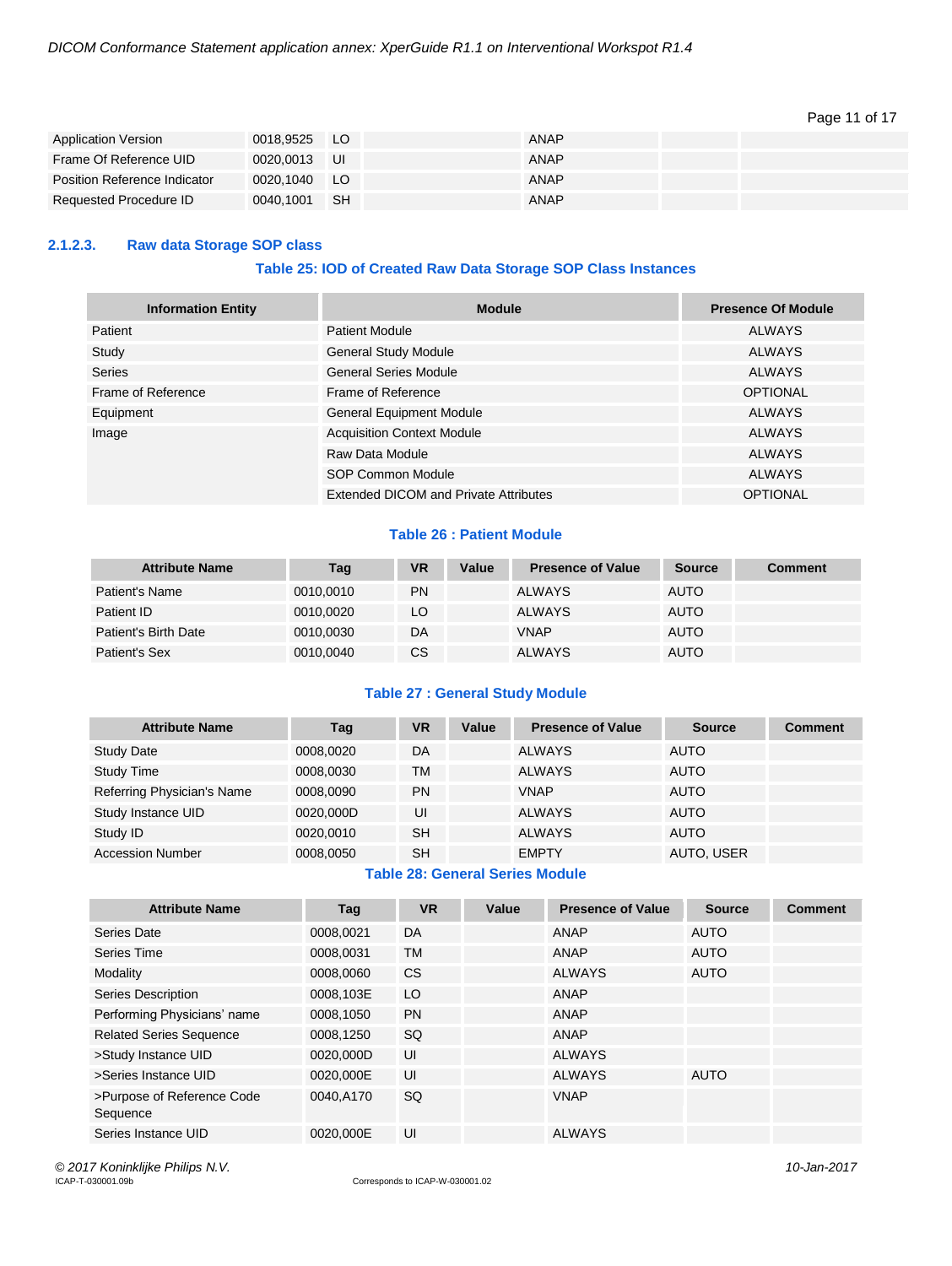| Application Version | 0018,9525 | LO | | ANAP | | |
|---|---|---|---|---|---|---|
| Frame Of Reference UID | 0020,0013 | UI | | ANAP | | |
| Position Reference Indicator | 0020,1040 | LO | | ANAP | | |
| Requested Procedure ID | 0040,1001 | SH | | ANAP | | |

### 2.1.2.3. Raw data Storage SOP class

**Table 25: IOD of Created Raw Data Storage SOP Class Instances**

| Information Entity | Module | Presence Of Module |
|---|---|---|
| Patient | Patient Module | ALWAYS |
| Study | General Study Module | ALWAYS |
| Series | General Series Module | ALWAYS |
| Frame of Reference | Frame of Reference | OPTIONAL |
| Equipment | General Equipment Module | ALWAYS |
| Image | Acquisition Context Module | ALWAYS |
| | Raw Data Module | ALWAYS |
| | SOP Common Module | ALWAYS |
| | Extended DICOM and Private Attributes | OPTIONAL |

**Table 26 : Patient Module**

| Attribute Name | Tag | VR | Value | Presence of Value | Source | Comment |
|---|---|---|---|---|---|---|
| Patient's Name | 0010,0010 | PN | | ALWAYS | AUTO | |
| Patient ID | 0010,0020 | LO | | ALWAYS | AUTO | |
| Patient's Birth Date | 0010,0030 | DA | | VNAP | AUTO | |
| Patient's Sex | 0010,0040 | CS | | ALWAYS | AUTO | |

**Table 27 : General Study Module**

| Attribute Name | Tag | VR | Value | Presence of Value | Source | Comment |
|---|---|---|---|---|---|---|
| Study Date | 0008,0020 | DA | | ALWAYS | AUTO | |
| Study Time | 0008,0030 | TM | | ALWAYS | AUTO | |
| Referring Physician's Name | 0008,0090 | PN | | VNAP | AUTO | |
| Study Instance UID | 0020,000D | UI | | ALWAYS | AUTO | |
| Study ID | 0020,0010 | SH | | ALWAYS | AUTO | |
| Accession Number | 0008,0050 | SH | | EMPTY | AUTO, USER | |

**Table 28: General Series Module**

| Attribute Name | Tag | VR | Value | Presence of Value | Source | Comment |
|---|---|---|---|---|---|---|
| Series Date | 0008,0021 | DA | | ANAP | AUTO | |
| Series Time | 0008,0031 | TM | | ANAP | AUTO | |
| Modality | 0008,0060 | CS | | ALWAYS | AUTO | |
| Series Description | 0008,103E | LO | | ANAP | | |
| Performing Physicians' name | 0008,1050 | PN | | ANAP | | |
| Related Series Sequence | 0008,1250 | SQ | | ANAP | | |
| >Study Instance UID | 0020,000D | UI | | ALWAYS | | |
| >Series Instance UID | 0020,000E | UI | | ALWAYS | AUTO | |
| >Purpose of Reference Code Sequence | 0040,A170 | SQ | | VNAP | | |
| Series Instance UID | 0020,000E | UI | | ALWAYS | | |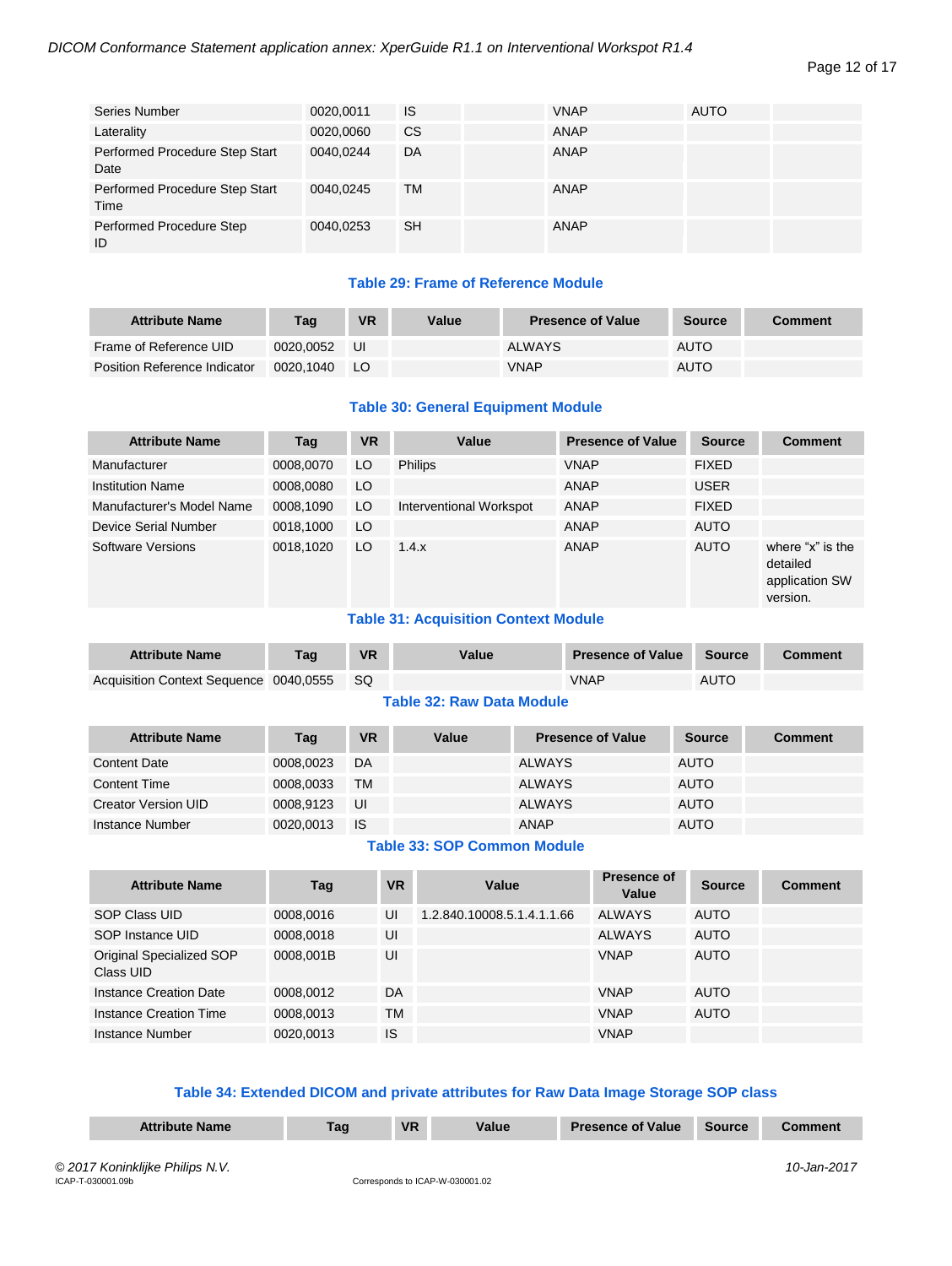| Series Number | 0020,0011 | IS | | VNAP | AUTO | |
|---|---|---|---|---|---|---|
| Laterality | 0020,0060 | CS | | ANAP | | |
| Performed Procedure Step Start Date | 0040,0244 | DA | | ANAP | | |
| Performed Procedure Step Start Time | 0040,0245 | TM | | ANAP | | |
| Performed Procedure Step ID | 0040,0253 | SH | | ANAP | | |

**Table 29: Frame of Reference Module**

| Attribute Name | Tag | VR | Value | Presence of Value | Source | Comment |
|---|---|---|---|---|---|---|
| Frame of Reference UID | 0020,0052 | UI | | ALWAYS | AUTO | |
| Position Reference Indicator | 0020,1040 | LO | | VNAP | AUTO | |

**Table 30: General Equipment Module**

| Attribute Name | Tag | VR | Value | Presence of Value | Source | Comment |
|---|---|---|---|---|---|---|
| Manufacturer | 0008,0070 | LO | Philips | VNAP | FIXED | |
| Institution Name | 0008,0080 | LO | | ANAP | USER | |
| Manufacturer's Model Name | 0008,1090 | LO | Interventional Workspot | ANAP | FIXED | |
| Device Serial Number | 0018,1000 | LO | | ANAP | AUTO | |
| Software Versions | 0018,1020 | LO | 1.4.x | ANAP | AUTO | where "x" is the detailed application SW version. |

**Table 31: Acquisition Context Module**

| Attribute Name | Tag | VR | Value | Presence of Value | Source | Comment |
|---|---|---|---|---|---|---|
| Acquisition Context Sequence | 0040,0555 | SQ | | VNAP | AUTO | |

**Table 32: Raw Data Module**

| Attribute Name | Tag | VR | Value | Presence of Value | Source | Comment |
|---|---|---|---|---|---|---|
| Content Date | 0008,0023 | DA | | ALWAYS | AUTO | |
| Content Time | 0008,0033 | TM | | ALWAYS | AUTO | |
| Creator Version UID | 0008,9123 | UI | | ALWAYS | AUTO | |
| Instance Number | 0020,0013 | IS | | ANAP | AUTO | |

**Table 33: SOP Common Module**

| Attribute Name | Tag | VR | Value | Presence of Value | Source | Comment |
|---|---|---|---|---|---|---|
| SOP Class UID | 0008,0016 | UI | 1.2.840.10008.5.1.4.1.1.66 | ALWAYS | AUTO | |
| SOP Instance UID | 0008,0018 | UI | | ALWAYS | AUTO | |
| Original Specialized SOP Class UID | 0008,001B | UI | | VNAP | AUTO | |
| Instance Creation Date | 0008,0012 | DA | | VNAP | AUTO | |
| Instance Creation Time | 0008,0013 | TM | | VNAP | AUTO | |
| Instance Number | 0020,0013 | IS | | VNAP | | |

**Table 34: Extended DICOM and private attributes for Raw Data Image Storage SOP class**

| Attribute Name | Tag | VR | Value | Presence of Value | Source | Comment |
|---|---|---|---|---|---|---|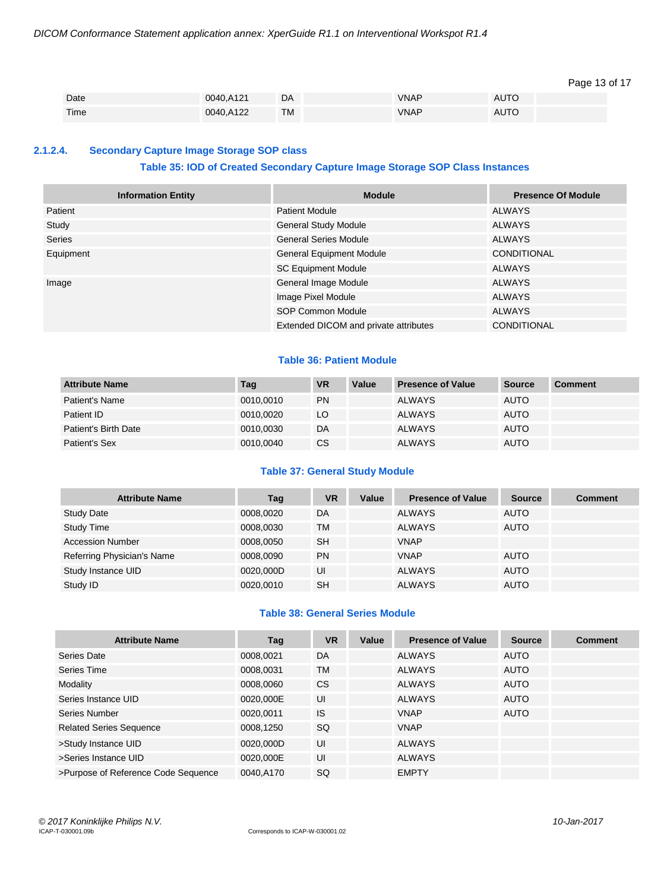| Date | 0040,A121 | DA | | VNAP | AUTO | |
|---|---|---|---|---|---|---|
| Time | 0040,A122 | TM | | VNAP | AUTO | |

### 2.1.2.4. Secondary Capture Image Storage SOP class

**Table 35: IOD of Created Secondary Capture Image Storage SOP Class Instances**

| Information Entity | Module | Presence Of Module |
|---|---|---|
| Patient | Patient Module | ALWAYS |
| Study | General Study Module | ALWAYS |
| Series | General Series Module | ALWAYS |
| Equipment | General Equipment Module | CONDITIONAL |
| | SC Equipment Module | ALWAYS |
| Image | General Image Module | ALWAYS |
| | Image Pixel Module | ALWAYS |
| | SOP Common Module | ALWAYS |
| | Extended DICOM and private attributes | CONDITIONAL |

**Table 36: Patient Module**

| Attribute Name | Tag | VR | Value | Presence of Value | Source | Comment |
|---|---|---|---|---|---|---|
| Patient's Name | 0010,0010 | PN | | ALWAYS | AUTO | |
| Patient ID | 0010,0020 | LO | | ALWAYS | AUTO | |
| Patient's Birth Date | 0010,0030 | DA | | ALWAYS | AUTO | |
| Patient's Sex | 0010,0040 | CS | | ALWAYS | AUTO | |

**Table 37: General Study Module**

| Attribute Name | Tag | VR | Value | Presence of Value | Source | Comment |
|---|---|---|---|---|---|---|
| Study Date | 0008,0020 | DA | | ALWAYS | AUTO | |
| Study Time | 0008,0030 | TM | | ALWAYS | AUTO | |
| Accession Number | 0008,0050 | SH | | VNAP | | |
| Referring Physician's Name | 0008,0090 | PN | | VNAP | AUTO | |
| Study Instance UID | 0020,000D | UI | | ALWAYS | AUTO | |
| Study ID | 0020,0010 | SH | | ALWAYS | AUTO | |

**Table 38: General Series Module**

| Attribute Name | Tag | VR | Value | Presence of Value | Source | Comment |
|---|---|---|---|---|---|---|
| Series Date | 0008,0021 | DA | | ALWAYS | AUTO | |
| Series Time | 0008,0031 | TM | | ALWAYS | AUTO | |
| Modality | 0008,0060 | CS | | ALWAYS | AUTO | |
| Series Instance UID | 0020,000E | UI | | ALWAYS | AUTO | |
| Series Number | 0020,0011 | IS | | VNAP | AUTO | |
| Related Series Sequence | 0008,1250 | SQ | | VNAP | | |
| >Study Instance UID | 0020,000D | UI | | ALWAYS | | |
| >Series Instance UID | 0020,000E | UI | | ALWAYS | | |
| >Purpose of Reference Code Sequence | 0040,A170 | SQ | | EMPTY | | |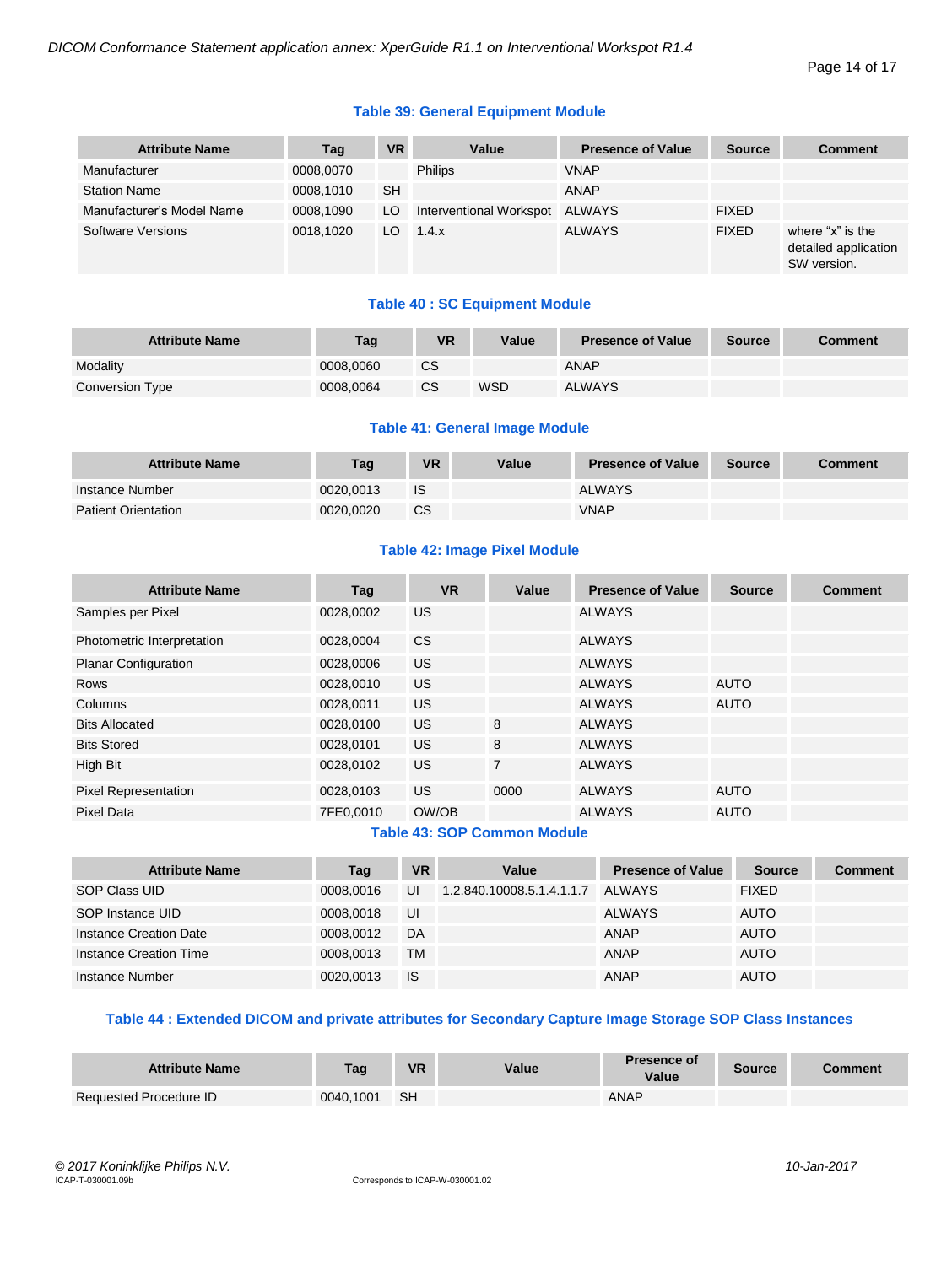**Table 39: General Equipment Module**

| Attribute Name | Tag | VR | Value | Presence of Value | Source | Comment |
|---|---|---|---|---|---|---|
| Manufacturer | 0008,0070 | | Philips | VNAP | | |
| Station Name | 0008,1010 | SH | | ANAP | | |
| Manufacturer's Model Name | 0008,1090 | LO | Interventional Workspot | ALWAYS | FIXED | |
| Software Versions | 0018,1020 | LO | 1.4.x | ALWAYS | FIXED | where "x" is the detailed application SW version. |

**Table 40 : SC Equipment Module**

| Attribute Name | Tag | VR | Value | Presence of Value | Source | Comment |
|---|---|---|---|---|---|---|
| Modality | 0008,0060 | CS | | ANAP | | |
| Conversion Type | 0008,0064 | CS | WSD | ALWAYS | | |

**Table 41: General Image Module**

| Attribute Name | Tag | VR | Value | Presence of Value | Source | Comment |
|---|---|---|---|---|---|---|
| Instance Number | 0020,0013 | IS | | ALWAYS | | |
| Patient Orientation | 0020,0020 | CS | | VNAP | | |

**Table 42: Image Pixel Module**

| Attribute Name | Tag | VR | Value | Presence of Value | Source | Comment |
|---|---|---|---|---|---|---|
| Samples per Pixel | 0028,0002 | US | | ALWAYS | | |
| Photometric Interpretation | 0028,0004 | CS | | ALWAYS | | |
| Planar Configuration | 0028,0006 | US | | ALWAYS | | |
| Rows | 0028,0010 | US | | ALWAYS | AUTO | |
| Columns | 0028,0011 | US | | ALWAYS | AUTO | |
| Bits Allocated | 0028,0100 | US | 8 | ALWAYS | | |
| Bits Stored | 0028,0101 | US | 8 | ALWAYS | | |
| High Bit | 0028,0102 | US | 7 | ALWAYS | | |
| Pixel Representation | 0028,0103 | US | 0000 | ALWAYS | AUTO | |
| Pixel Data | 7FE0,0010 | OW/OB | | ALWAYS | AUTO | |

**Table 43: SOP Common Module**

| Attribute Name | Tag | VR | Value | Presence of Value | Source | Comment |
|---|---|---|---|---|---|---|
| SOP Class UID | 0008,0016 | UI | 1.2.840.10008.5.1.4.1.1.7 | ALWAYS | FIXED | |
| SOP Instance UID | 0008,0018 | UI | | ALWAYS | AUTO | |
| Instance Creation Date | 0008,0012 | DA | | ANAP | AUTO | |
| Instance Creation Time | 0008,0013 | TM | | ANAP | AUTO | |
| Instance Number | 0020,0013 | IS | | ANAP | AUTO | |

**Table 44 : Extended DICOM and private attributes for Secondary Capture Image Storage SOP Class Instances**

| Attribute Name | Tag | VR | Value | Presence of Value | Source | Comment |
|---|---|---|---|---|---|---|
| Requested Procedure ID | 0040,1001 | SH | | ANAP | | |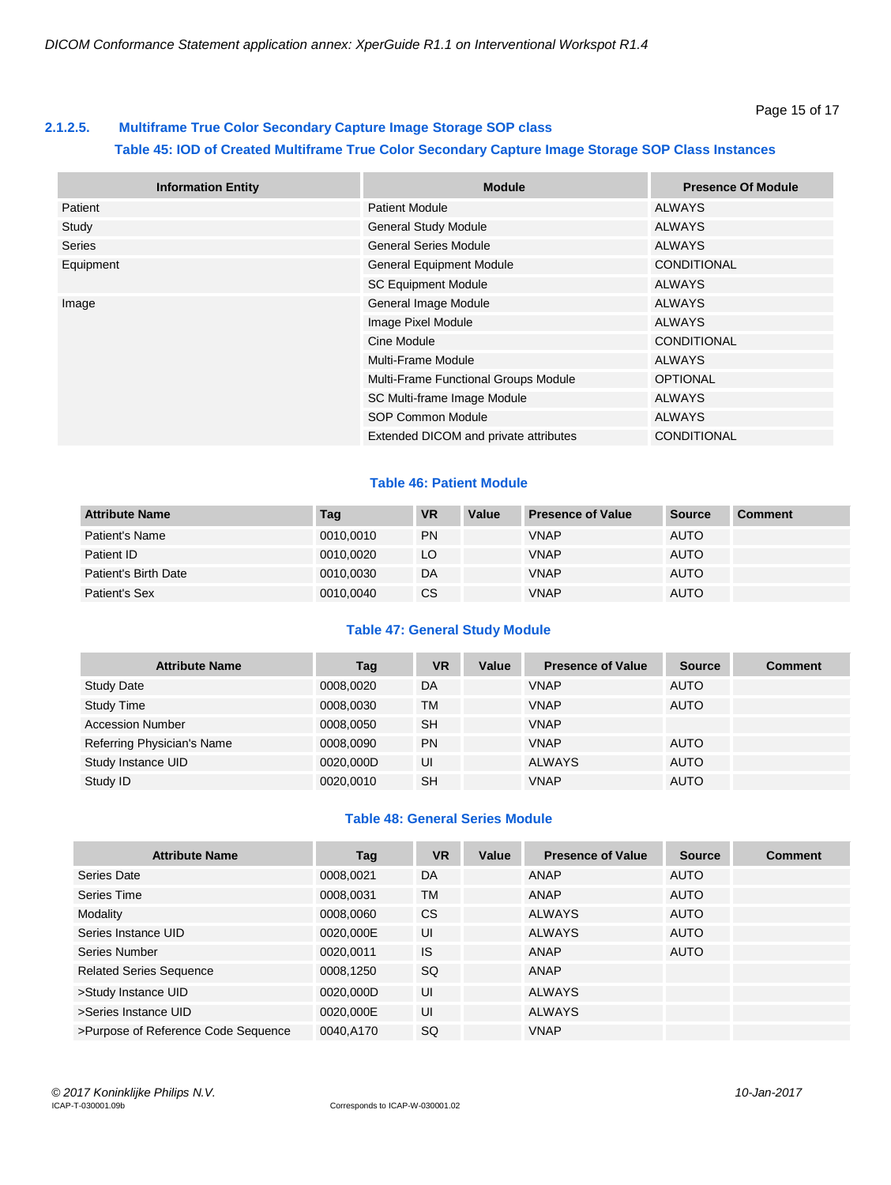#### 2.1.2.5. Multiframe True Color Secondary Capture Image Storage SOP class

**Table 45: IOD of Created Multiframe True Color Secondary Capture Image Storage SOP Class Instances**

| Information Entity | Module | Presence Of Module |
|---|---|---|
| Patient | Patient Module | ALWAYS |
| Study | General Study Module | ALWAYS |
| Series | General Series Module | ALWAYS |
| Equipment | General Equipment Module | CONDITIONAL |
| | SC Equipment Module | ALWAYS |
| Image | General Image Module | ALWAYS |
| | Image Pixel Module | ALWAYS |
| | Cine Module | CONDITIONAL |
| | Multi-Frame Module | ALWAYS |
| | Multi-Frame Functional Groups Module | OPTIONAL |
| | SC Multi-frame Image Module | ALWAYS |
| | SOP Common Module | ALWAYS |
| | Extended DICOM and private attributes | CONDITIONAL |

**Table 46: Patient Module**

| Attribute Name | Tag | VR | Value | Presence of Value | Source | Comment |
|---|---|---|---|---|---|---|
| Patient's Name | 0010,0010 | PN | | VNAP | AUTO | |
| Patient ID | 0010,0020 | LO | | VNAP | AUTO | |
| Patient's Birth Date | 0010,0030 | DA | | VNAP | AUTO | |
| Patient's Sex | 0010,0040 | CS | | VNAP | AUTO | |

**Table 47: General Study Module**

| Attribute Name | Tag | VR | Value | Presence of Value | Source | Comment |
|---|---|---|---|---|---|---|
| Study Date | 0008,0020 | DA | | VNAP | AUTO | |
| Study Time | 0008,0030 | TM | | VNAP | AUTO | |
| Accession Number | 0008,0050 | SH | | VNAP | | |
| Referring Physician's Name | 0008,0090 | PN | | VNAP | AUTO | |
| Study Instance UID | 0020,000D | UI | | ALWAYS | AUTO | |
| Study ID | 0020,0010 | SH | | VNAP | AUTO | |

**Table 48: General Series Module**

| Attribute Name | Tag | VR | Value | Presence of Value | Source | Comment |
|---|---|---|---|---|---|---|
| Series Date | 0008,0021 | DA | | ANAP | AUTO | |
| Series Time | 0008,0031 | TM | | ANAP | AUTO | |
| Modality | 0008,0060 | CS | | ALWAYS | AUTO | |
| Series Instance UID | 0020,000E | UI | | ALWAYS | AUTO | |
| Series Number | 0020,0011 | IS | | ANAP | AUTO | |
| Related Series Sequence | 0008,1250 | SQ | | ANAP | | |
| >Study Instance UID | 0020,000D | UI | | ALWAYS | | |
| >Series Instance UID | 0020,000E | UI | | ALWAYS | | |
| >Purpose of Reference Code Sequence | 0040,A170 | SQ | | VNAP | | |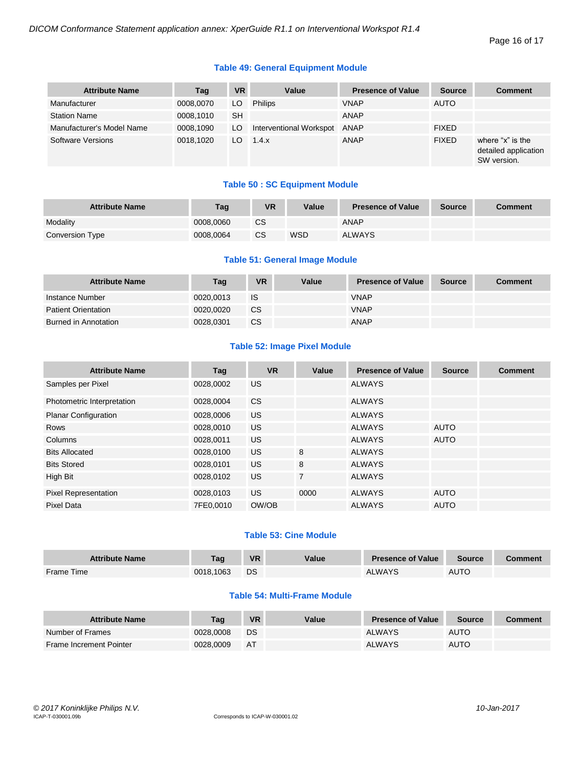### Table 49: General Equipment Module

| Attribute Name | Tag | VR | Value | Presence of Value | Source | Comment |
|---|---|---|---|---|---|---|
| Manufacturer | 0008,0070 | LO | Philips | VNAP | AUTO | |
| Station Name | 0008,1010 | SH | | ANAP | | |
| Manufacturer's Model Name | 0008,1090 | LO | Interventional Workspot | ANAP | FIXED | |
| Software Versions | 0018,1020 | LO | 1.4.x | ANAP | FIXED | where "x" is the detailed application SW version. |

### Table 50 : SC Equipment Module

| Attribute Name | Tag | VR | Value | Presence of Value | Source | Comment |
|---|---|---|---|---|---|---|
| Modality | 0008,0060 | CS | | ANAP | | |
| Conversion Type | 0008,0064 | CS | WSD | ALWAYS | | |

### Table 51: General Image Module

| Attribute Name | Tag | VR | Value | Presence of Value | Source | Comment |
|---|---|---|---|---|---|---|
| Instance Number | 0020,0013 | IS | | VNAP | | |
| Patient Orientation | 0020,0020 | CS | | VNAP | | |
| Burned in Annotation | 0028,0301 | CS | | ANAP | | |

### Table 52: Image Pixel Module

| Attribute Name | Tag | VR | Value | Presence of Value | Source | Comment |
|---|---|---|---|---|---|---|
| Samples per Pixel | 0028,0002 | US | | ALWAYS | | |
| Photometric Interpretation | 0028,0004 | CS | | ALWAYS | | |
| Planar Configuration | 0028,0006 | US | | ALWAYS | | |
| Rows | 0028,0010 | US | | ALWAYS | AUTO | |
| Columns | 0028,0011 | US | | ALWAYS | AUTO | |
| Bits Allocated | 0028,0100 | US | 8 | ALWAYS | | |
| Bits Stored | 0028,0101 | US | 8 | ALWAYS | | |
| High Bit | 0028,0102 | US | 7 | ALWAYS | | |
| Pixel Representation | 0028,0103 | US | 0000 | ALWAYS | AUTO | |
| Pixel Data | 7FE0,0010 | OW/OB | | ALWAYS | AUTO | |

### Table 53: Cine Module

| Attribute Name | Tag | VR | Value | Presence of Value | Source | Comment |
|---|---|---|---|---|---|---|
| Frame Time | 0018,1063 | DS | | ALWAYS | AUTO | |

### Table 54: Multi-Frame Module

| Attribute Name | Tag | VR | Value | Presence of Value | Source | Comment |
|---|---|---|---|---|---|---|
| Number of Frames | 0028,0008 | DS | | ALWAYS | AUTO | |
| Frame Increment Pointer | 0028,0009 | AT | | ALWAYS | AUTO | |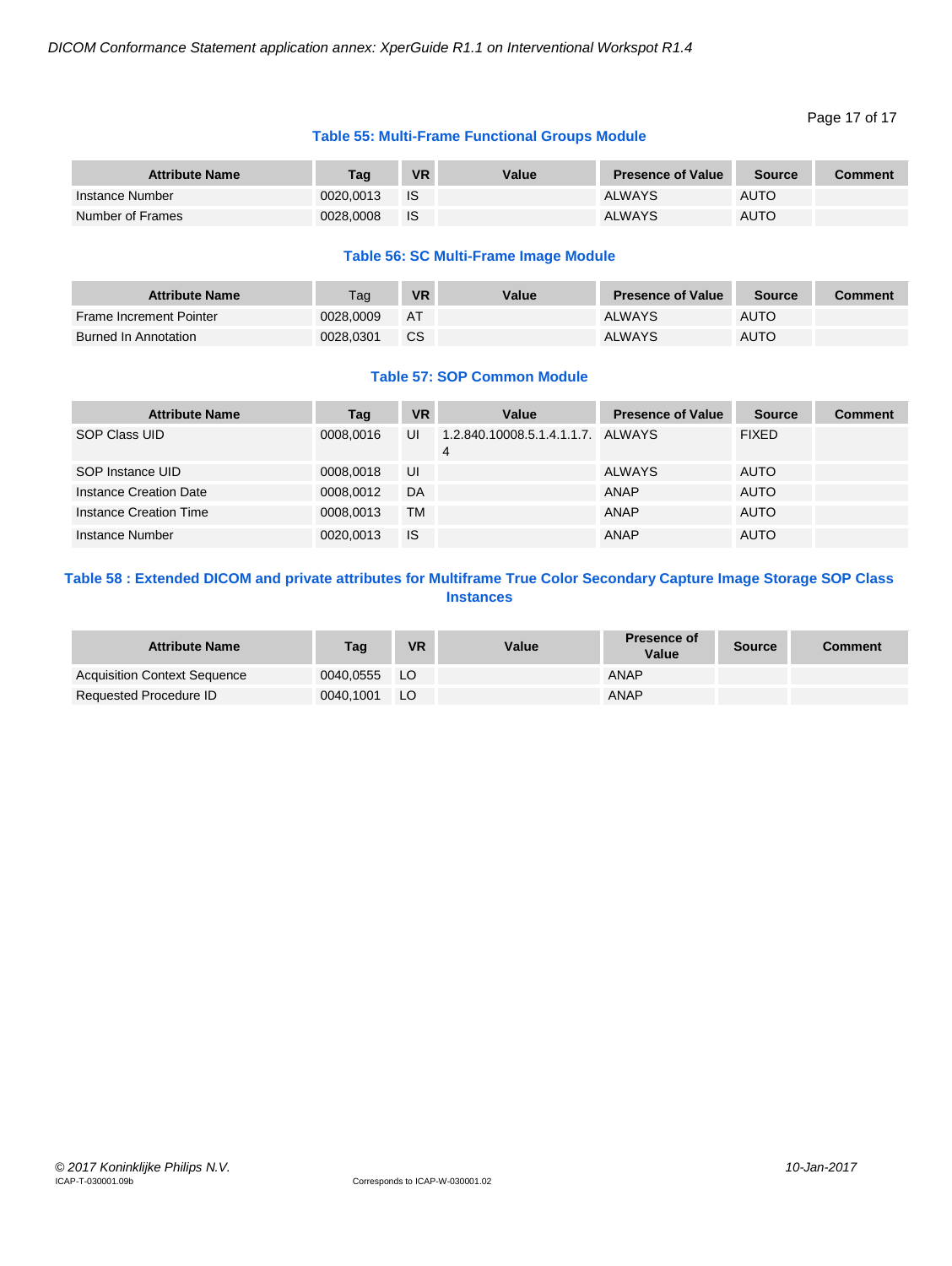**Table 55: Multi-Frame Functional Groups Module**

| Attribute Name | Tag | VR | Value | Presence of Value | Source | Comment |
|---|---|---|---|---|---|---|
| Instance Number | 0020,0013 | IS | | ALWAYS | AUTO | |
| Number of Frames | 0028,0008 | IS | | ALWAYS | AUTO | |

**Table 56: SC Multi-Frame Image Module**

| Attribute Name | Tag | VR | Value | Presence of Value | Source | Comment |
|---|---|---|---|---|---|---|
| Frame Increment Pointer | 0028,0009 | AT | | ALWAYS | AUTO | |
| Burned In Annotation | 0028,0301 | CS | | ALWAYS | AUTO | |

**Table 57: SOP Common Module**

| Attribute Name | Tag | VR | Value | Presence of Value | Source | Comment |
|---|---|---|---|---|---|---|
| SOP Class UID | 0008,0016 | UI | 1.2.840.10008.5.1.4.1.1.7.4 | ALWAYS | FIXED | |
| SOP Instance UID | 0008,0018 | UI | | ALWAYS | AUTO | |
| Instance Creation Date | 0008,0012 | DA | | ANAP | AUTO | |
| Instance Creation Time | 0008,0013 | TM | | ANAP | AUTO | |
| Instance Number | 0020,0013 | IS | | ANAP | AUTO | |

**Table 58 : Extended DICOM and private attributes for Multiframe True Color Secondary Capture Image Storage SOP Class Instances**

| Attribute Name | Tag | VR | Value | Presence of Value | Source | Comment |
|---|---|---|---|---|---|---|
| Acquisition Context Sequence | 0040,0555 | LO | | ANAP | | |
| Requested Procedure ID | 0040,1001 | LO | | ANAP | | |